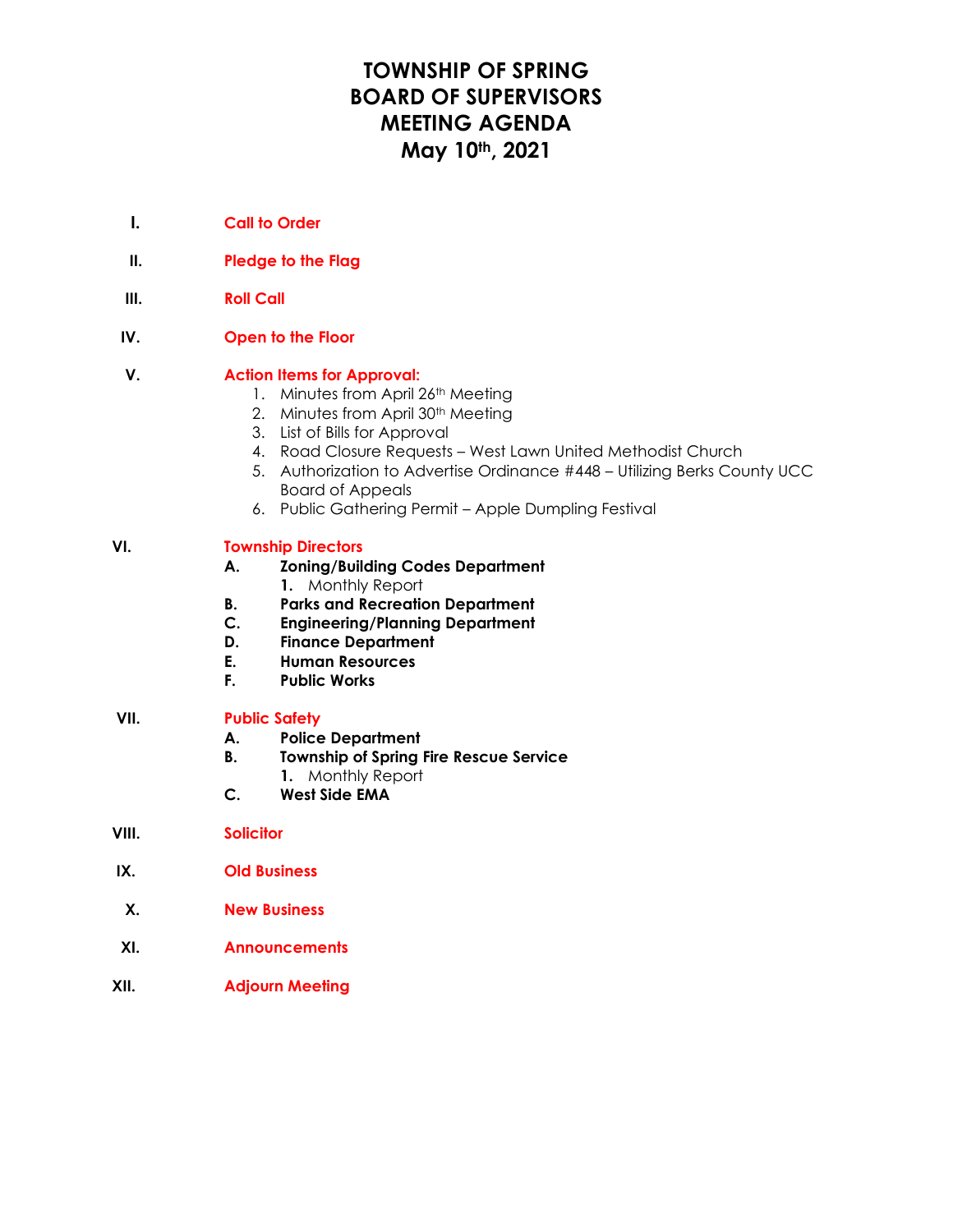# TOWNSHIP OF SPRING
# BOARD OF SUPERVISORS
# MEETING AGENDA
# May 10th, 2021

**I. Call to Order**

**II. Pledge to the Flag**

**III. Roll Call**

**IV. Open to the Floor**

**V. Action Items for Approval:**

1. Minutes from April 26th Meeting
2. Minutes from April 30th Meeting
3. List of Bills for Approval
4. Road Closure Requests – West Lawn United Methodist Church
5. Authorization to Advertise Ordinance #448 – Utilizing Berks County UCC Board of Appeals
6. Public Gathering Permit – Apple Dumpling Festival

**VI. Township Directors**

- **A. Zoning/Building Codes Department**
  1. Monthly Report
- **B. Parks and Recreation Department**
- **C. Engineering/Planning Department**
- **D. Finance Department**
- **E. Human Resources**
- **F. Public Works**

**VII. Public Safety**

- **A. Police Department**
- **B. Township of Spring Fire Rescue Service**
  1. Monthly Report
- **C. West Side EMA**

**VIII. Solicitor**

**IX. Old Business**

**X. New Business**

**XI. Announcements**

**XII. Adjourn Meeting**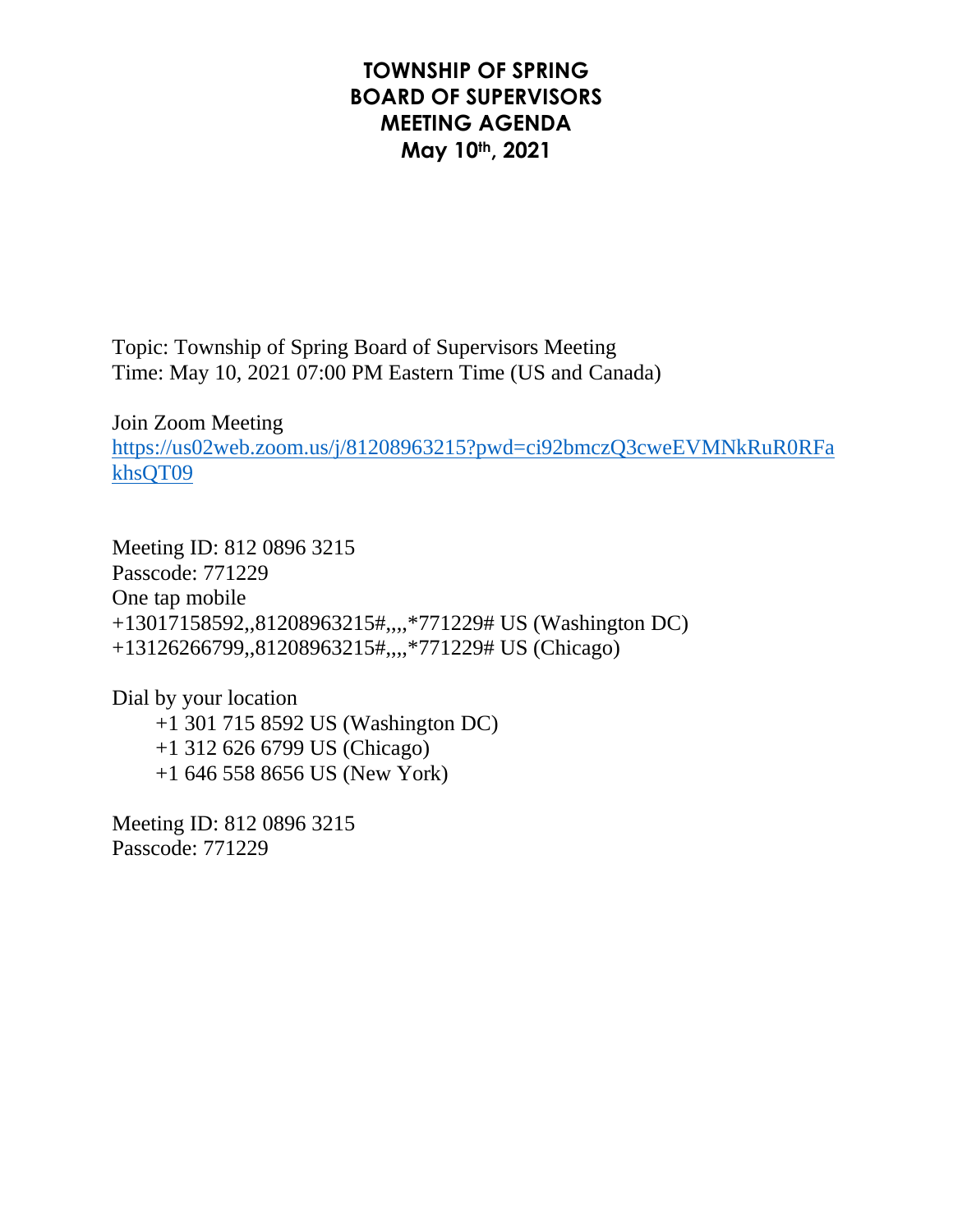# TOWNSHIP OF SPRING
# BOARD OF SUPERVISORS
# MEETING AGENDA
# May 10th, 2021

Topic: Township of Spring Board of Supervisors Meeting
Time: May 10, 2021 07:00 PM Eastern Time (US and Canada)

Join Zoom Meeting
https://us02web.zoom.us/j/81208963215?pwd=ci92bmczQ3cweEVMNkRuR0RFakhsQT09

Meeting ID: 812 0896 3215
Passcode: 771229
One tap mobile
+13017158592,,81208963215#,,,,*771229# US (Washington DC)
+13126266799,,81208963215#,,,,*771229# US (Chicago)

Dial by your location
+1 301 715 8592 US (Washington DC)
+1 312 626 6799 US (Chicago)
+1 646 558 8656 US (New York)

Meeting ID: 812 0896 3215
Passcode: 771229